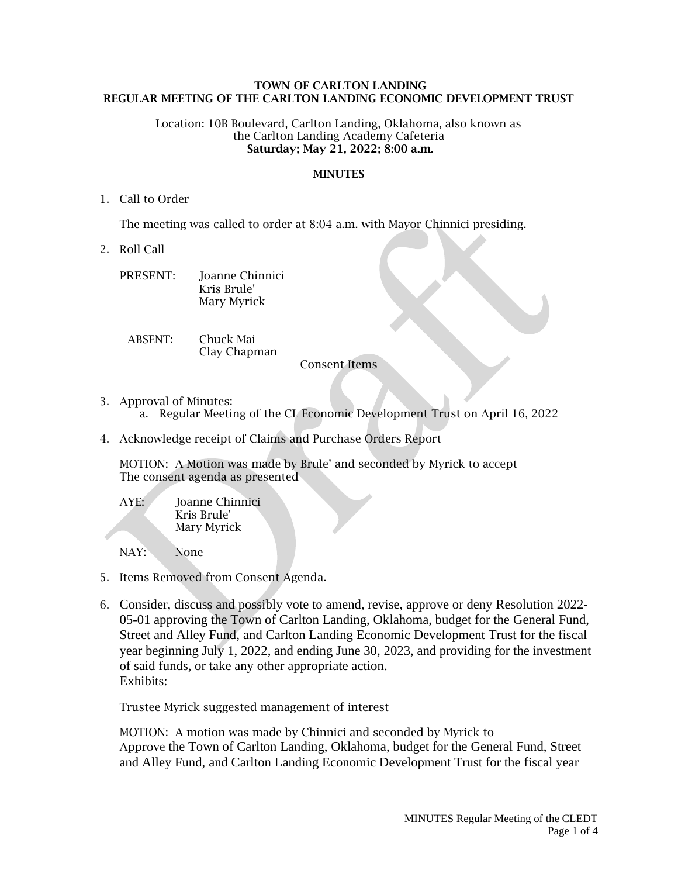**TOWN OF CARLTON LANDING**
**REGULAR MEETING OF THE CARLTON LANDING ECONOMIC DEVELOPMENT TRUST**

Location: 10B Boulevard, Carlton Landing, Oklahoma, also known as the Carlton Landing Academy Cafeteria
**Saturday; May 21, 2022; 8:00 a.m.**

**MINUTES**

1. Call to Order

   The meeting was called to order at 8:04 a.m. with Mayor Chinnici presiding.

2. Roll Call

   PRESENT: Joanne Chinnici
   Kris Brule'
   Mary Myrick

   ABSENT: Chuck Mai
   Clay Chapman

Consent Items

3. Approval of Minutes:
   a. Regular Meeting of the CL Economic Development Trust on April 16, 2022

4. Acknowledge receipt of Claims and Purchase Orders Report

   MOTION: A Motion was made by Brule' and seconded by Myrick to accept The consent agenda as presented

   AYE: Joanne Chinnici
   Kris Brule'
   Mary Myrick

   NAY: None

5. Items Removed from Consent Agenda.

6. Consider, discuss and possibly vote to amend, revise, approve or deny Resolution 2022-05-01 approving the Town of Carlton Landing, Oklahoma, budget for the General Fund, Street and Alley Fund, and Carlton Landing Economic Development Trust for the fiscal year beginning July 1, 2022, and ending June 30, 2023, and providing for the investment of said funds, or take any other appropriate action.
   Exhibits:

   Trustee Myrick suggested management of interest

   MOTION: A motion was made by Chinnici and seconded by Myrick to Approve the Town of Carlton Landing, Oklahoma, budget for the General Fund, Street and Alley Fund, and Carlton Landing Economic Development Trust for the fiscal year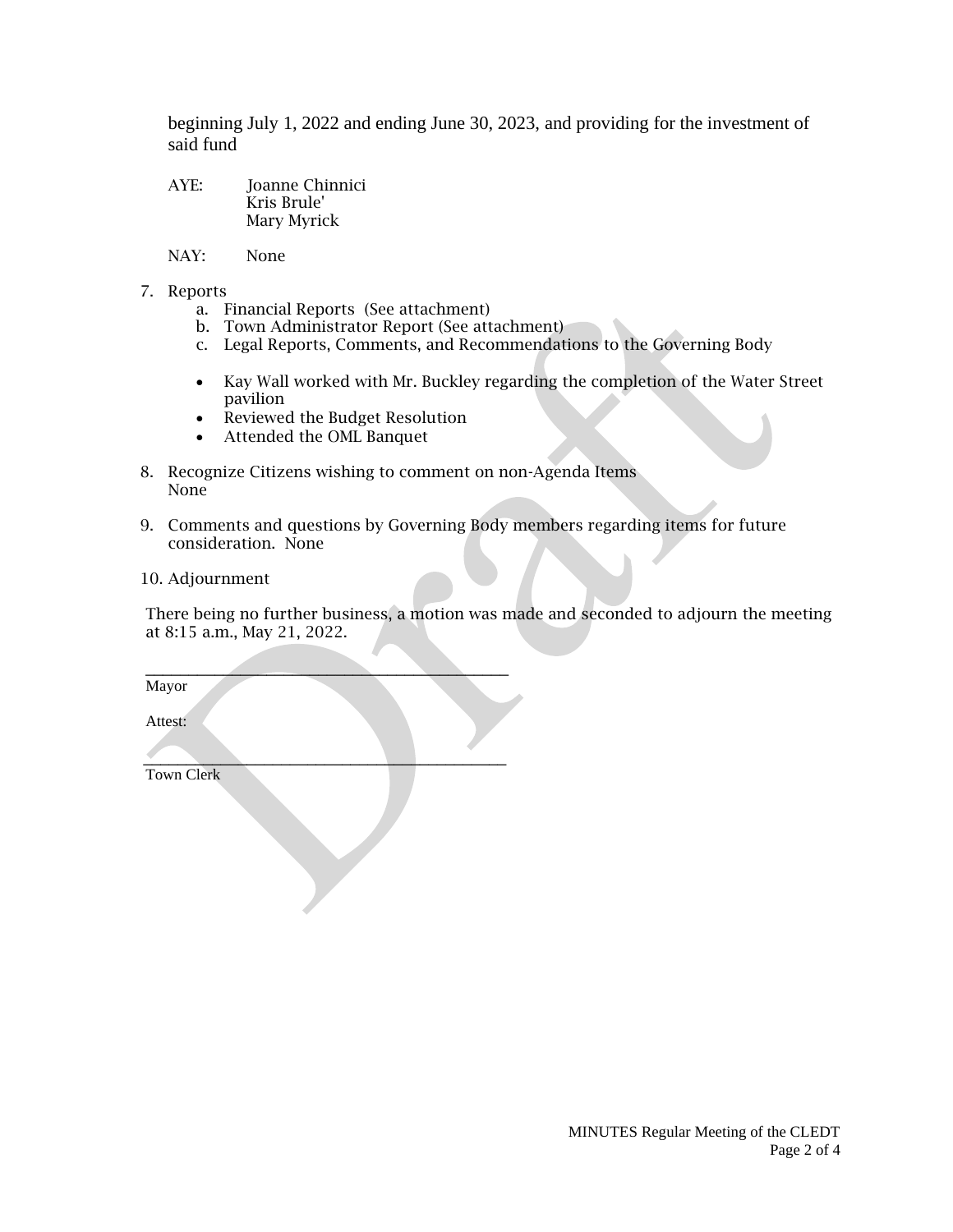beginning July 1, 2022 and ending June 30, 2023, and providing for the investment of said fund

AYE: Joanne Chinnici
Kris Brule'
Mary Myrick

NAY: None

7. Reports
   a. Financial Reports (See attachment)
   b. Town Administrator Report (See attachment)
   c. Legal Reports, Comments, and Recommendations to the Governing Body

   - Kay Wall worked with Mr. Buckley regarding the completion of the Water Street pavilion
   - Reviewed the Budget Resolution
   - Attended the OML Banquet

8. Recognize Citizens wishing to comment on non-Agenda Items
   None

9. Comments and questions by Governing Body members regarding items for future consideration. None

10. Adjournment

There being no further business, a motion was made and seconded to adjourn the meeting at 8:15 a.m., May 21, 2022.

\_\_\_\_\_\_\_\_\_\_\_\_\_\_\_\_\_\_\_\_\_\_\_\_\_\_\_\_\_\_\_\_\_\_\_\_\_\_\_\_\_\_\_
Mayor

Attest:

\_\_\_\_\_\_\_\_\_\_\_\_\_\_\_\_\_\_\_\_\_\_\_\_\_\_\_\_\_\_\_\_\_\_\_\_\_\_\_\_\_\_\_
Town Clerk

MINUTES Regular Meeting of the CLEDT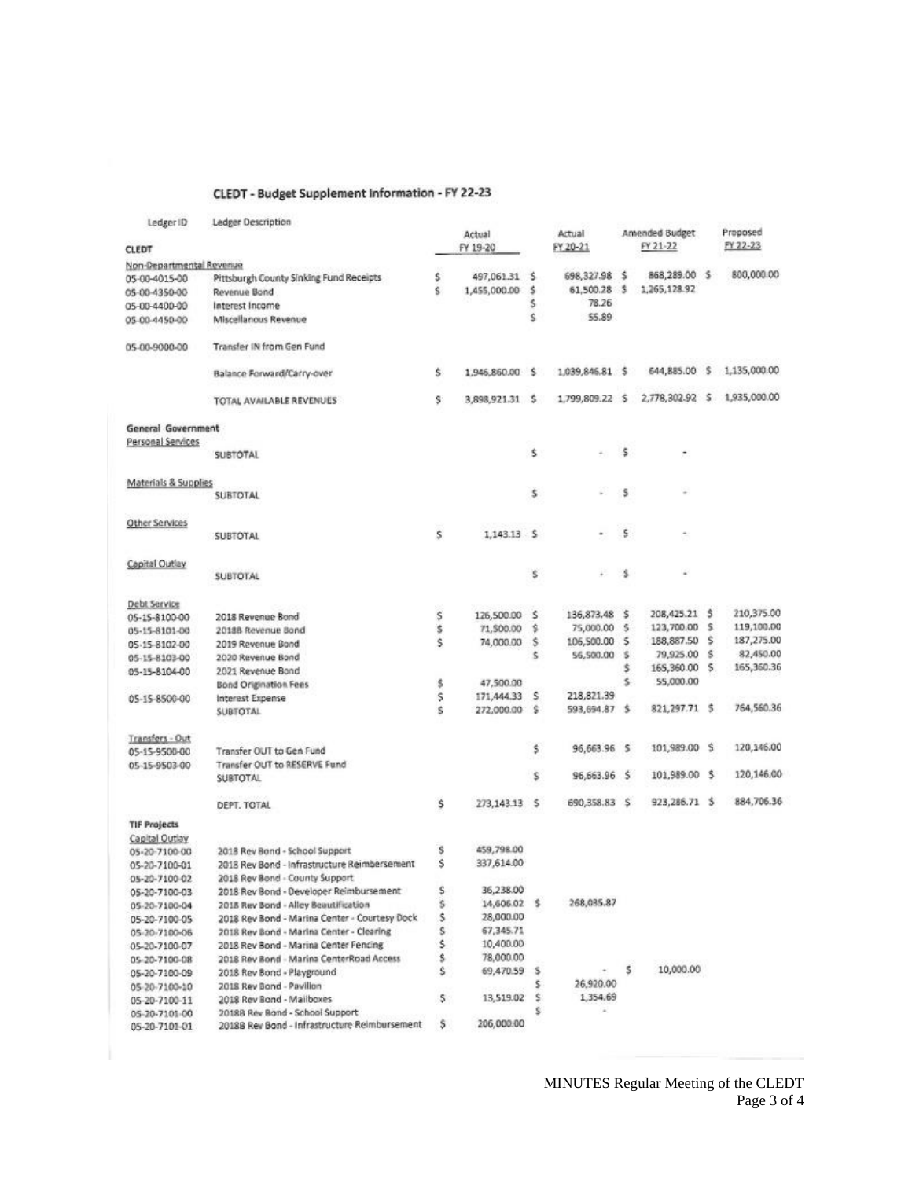## CLEDT - Budget Supplement Information - FY 22-23

| Ledger ID | Ledger Description | Actual FY 19-20 | Actual FY 20-21 | Amended Budget FY 21-22 | Proposed FY 22-23 |
|---|---|---|---|---|---|
| **CLEDT** | | | | | |
| Non-Departmental Revenue | | | | | |
| 05-00-4015-00 | Pittsburgh County Sinking Fund Receipts | $ 497,061.31 | $ 698,327.98 | $ 868,289.00 | $ 800,000.00 |
| 05-00-4350-00 | Revenue Bond | $ 1,455,000.00 | $ 61,500.28 | $ 1,265,128.92 | |
| 05-00-4400-00 | Interest Income | | $ 78.26 | | |
| 05-00-4450-00 | Miscellanous Revenue | | $ 55.89 | | |
| 05-00-9000-00 | Transfer IN from Gen Fund | | | | |
| | Balance Forward/Carry-over | $ 1,946,860.00 | $ 1,039,846.81 | $ 644,885.00 | $ 1,135,000.00 |
| | TOTAL AVAILABLE REVENUES | $ 3,898,921.31 | $ 1,799,809.22 | $ 2,778,302.92 | $ 1,935,000.00 |
| **General Government** | | | | | |
| Personal Services | | | | | |
| | SUBTOTAL | | $ - | $ - | |
| Materials & Supplies | | | | | |
| | SUBTOTAL | | $ - | $ - | |
| Other Services | | | | | |
| | SUBTOTAL | $ 1,143.13 | $ - | $ - | |
| Capital Outlay | | | | | |
| | SUBTOTAL | | $ - | $ - | |
| Debt Service | | | | | |
| 05-15-8100-00 | 2018 Revenue Bond | $ 126,500.00 | $ 136,873.48 | $ 208,425.21 | $ 210,375.00 |
| 05-15-8101-00 | 2018B Revenue Bond | $ 71,500.00 | $ 75,000.00 | $ 123,700.00 | $ 119,100.00 |
| 05-15-8102-00 | 2019 Revenue Bond | $ 74,000.00 | $ 106,500.00 | $ 188,887.50 | $ 187,275.00 |
| 05-15-8103-00 | 2020 Revenue Bond | | $ 56,500.00 | $ 79,925.00 | $ 82,450.00 |
| 05-15-8104-00 | 2021 Revenue Bond | | | $ 165,360.00 | $ 165,360.36 |
| | Bond Origination Fees | $ 47,500.00 | | $ 55,000.00 | |
| 05-15-8500-00 | Interest Expense | $ 171,444.33 | $ 218,821.39 | | |
| | SUBTOTAL | $ 272,000.00 | $ 593,694.87 | $ 821,297.71 | $ 764,560.36 |
| Transfers - Out | | | | | |
| 05-15-9500-00 | Transfer OUT to Gen Fund | | $ 96,663.96 | $ 101,989.00 | $ 120,146.00 |
| 05-15-9503-00 | Transfer OUT to RESERVE Fund | | | | |
| | SUBTOTAL | | $ 96,663.96 | $ 101,989.00 | $ 120,146.00 |
| | DEPT. TOTAL | $ 273,143.13 | $ 690,358.83 | $ 923,286.71 | $ 884,706.36 |
| **TIF Projects** | | | | | |
| Capital Outlay | | | | | |
| 05-20-7100-00 | 2018 Rev Bond - School Support | $ 459,798.00 | | | |
| 05-20-7100-01 | 2018 Rev Bond - Infrastructure Reimbersement | $ 337,614.00 | | | |
| 05-20-7100-02 | 2018 Rev Bond - County Support | | | | |
| 05-20-7100-03 | 2018 Rev Bond - Developer Reimbursement | $ 36,238.00 | | | |
| 05-20-7100-04 | 2018 Rev Bond - Alley Beautification | $ 14,606.02 | $ 268,035.87 | | |
| 05-20-7100-05 | 2018 Rev Bond - Marina Center - Courtesy Dock | $ 28,000.00 | | | |
| 05-20-7100-06 | 2018 Rev Bond - Marina Center - Clearing | $ 67,345.71 | | | |
| 05-20-7100-07 | 2018 Rev Bond - Marina Center Fencing | $ 10,400.00 | | | |
| 05-20-7100-08 | 2018 Rev Bond - Marina CenterRoad Access | $ 78,000.00 | | | |
| 05-20-7100-09 | 2018 Rev Bond - Playground | $ 69,470.59 | $ - | $ 10,000.00 | |
| 05-20-7100-10 | 2018 Rev Bond - Pavilion | | $ 26,920.00 | | |
| 05-20-7100-11 | 2018 Rev Bond - Mailboxes | $ 13,519.02 | $ 1,354.69 | | |
| 05-20-7101-00 | 2018B Rev Bond - School Support | | $ - | | |
| 05-20-7101-01 | 2018B Rev Bond - Infrastructure Reimbursement | $ 206,000.00 | | | |

MINUTES Regular Meeting of the CLEDT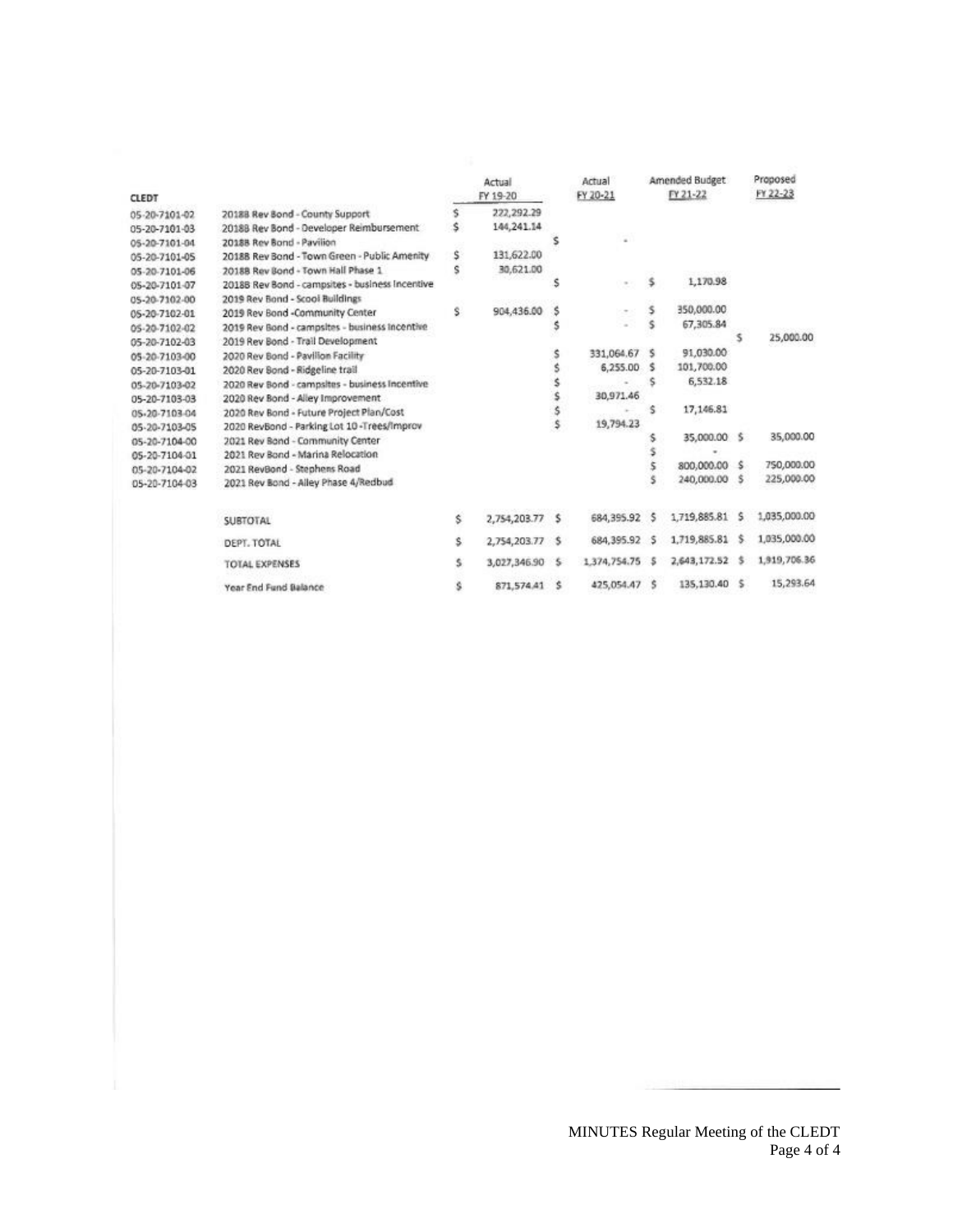| CLEDT | | Actual FY 19-20 | Actual FY 20-21 | Amended Budget FY 21-22 | Proposed FY 22-23 |
|---|---|---|---|---|---|
| 05-20-7101-02 | 2018B Rev Bond - County Support | $ 222,292.29 | | | |
| 05-20-7101-03 | 2018B Rev Bond - Developer Reimbursement | $ 144,241.14 | | | |
| 05-20-7101-04 | 2018B Rev Bond - Pavilion | | $ - | | |
| 05-20-7101-05 | 2018B Rev Bond - Town Green - Public Amenity | $ 131,622.00 | | | |
| 05-20-7101-06 | 2018B Rev Bond - Town Hall Phase 1 | $ 30,621.00 | | | |
| 05-20-7101-07 | 2018B Rev Bond - campsites - business Incentive | | $ - | $ 1,170.98 | |
| 05-20-7102-00 | 2019 Rev Bond - Scool Buildings | | | | |
| 05-20-7102-01 | 2019 Rev Bond -Community Center | $ 904,436.00 | $ - | $ 350,000.00 | |
| 05-20-7102-02 | 2019 Rev Bond - campsites - business Incentive | | $ - | $ 67,305.84 | |
| 05-20-7102-03 | 2019 Rev Bond - Trail Development | | | | $ 25,000.00 |
| 05-20-7103-00 | 2020 Rev Bond - Pavilion Facility | | $ 331,064.67 | $ 91,030.00 | |
| 05-20-7103-01 | 2020 Rev Bond - Ridgeline trail | | $ 6,255.00 | $ 101,700.00 | |
| 05-20-7103-02 | 2020 Rev Bond - campsites - business Incentive | | $ - | $ 6,532.18 | |
| 05-20-7103-03 | 2020 Rev Bond - Alley Improvement | | $ 30,971.46 | | |
| 05-20-7103-04 | 2020 Rev Bond - Future Project Plan/Cost | | $ - | $ 17,146.81 | |
| 05-20-7103-05 | 2020 RevBond - Parking Lot 10 -Trees/Improv | | $ 19,794.23 | | |
| 05-20-7104-00 | 2021 Rev Bond - Community Center | | | $ 35,000.00 | $ 35,000.00 |
| 05-20-7104-01 | 2021 Rev Bond - Marina Relocation | | | $ - | |
| 05-20-7104-02 | 2021 RevBond - Stephens Road | | | $ 800,000.00 | $ 750,000.00 |
| 05-20-7104-03 | 2021 Rev Bond - Alley Phase 4/Redbud | | | $ 240,000.00 | $ 225,000.00 |
| | SUBTOTAL | $ 2,754,203.77 | $ 684,395.92 | $ 1,719,885.81 | $ 1,035,000.00 |
| | DEPT. TOTAL | $ 2,754,203.77 | $ 684,395.92 | $ 1,719,885.81 | $ 1,035,000.00 |
| | TOTAL EXPENSES | $ 3,027,346.90 | $ 1,374,754.75 | $ 2,643,172.52 | $ 1,919,706.36 |
| | Year End Fund Balance | $ 871,574.41 | $ 425,054.47 | $ 135,130.40 | $ 15,293.64 |